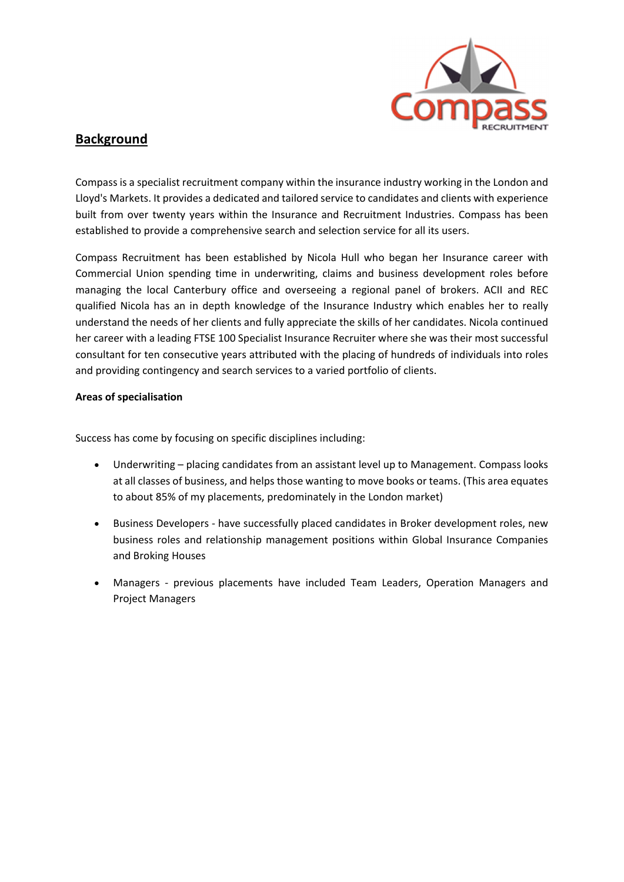## Background

Compass is a specialist recruitment company within the insurance industry working in the London and Lloyd's Markets. It provides a dedicated and tailored service to candidates and clients with experience built from over twenty years within the Insurance and Recruitment Industries. Compass has been established to provide a comprehensive search and selection service for all its users.

Compass Recruitment has been established by Nicola Hull who began her Insurance career with Commercial Union spending time in underwriting, claims and business development roles before managing the local Canterbury office and overseeing a regional panel of brokers. ACII and REC qualified Nicola has an in depth knowledge of the Insurance Industry which enables her to really understand the needs of her clients and fully appreciate the skills of her candidates. Nicola continued her career with a leading FTSE 100 Specialist Insurance Recruiter where she was their most successful consultant for ten consecutive years attributed with the placing of hundreds of individuals into roles and providing contingency and search services to a varied portfolio of clients.

**Areas of specialisation**

Success has come by focusing on specific disciplines including:

- Underwriting – placing candidates from an assistant level up to Management. Compass looks at all classes of business, and helps those wanting to move books or teams. (This area equates to about 85% of my placements, predominately in the London market)
- Business Developers - have successfully placed candidates in Broker development roles, new business roles and relationship management positions within Global Insurance Companies and Broking Houses
- Managers - previous placements have included Team Leaders, Operation Managers and Project Managers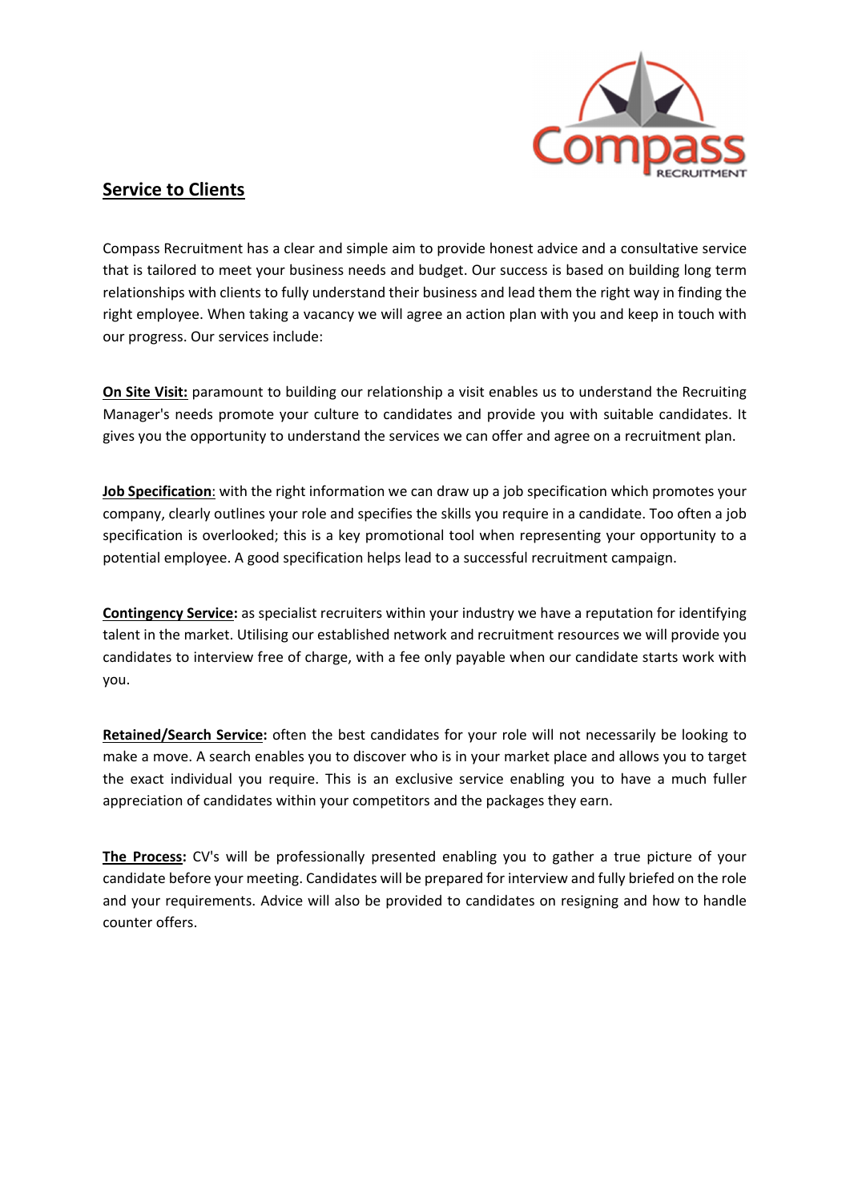## Service to Clients

Compass Recruitment has a clear and simple aim to provide honest advice and a consultative service that is tailored to meet your business needs and budget. Our success is based on building long term relationships with clients to fully understand their business and lead them the right way in finding the right employee. When taking a vacancy we will agree an action plan with you and keep in touch with our progress. Our services include:

**On Site Visit:** paramount to building our relationship a visit enables us to understand the Recruiting Manager's needs promote your culture to candidates and provide you with suitable candidates. It gives you the opportunity to understand the services we can offer and agree on a recruitment plan.

**Job Specification**: with the right information we can draw up a job specification which promotes your company, clearly outlines your role and specifies the skills you require in a candidate. Too often a job specification is overlooked; this is a key promotional tool when representing your opportunity to a potential employee. A good specification helps lead to a successful recruitment campaign.

**Contingency Service:** as specialist recruiters within your industry we have a reputation for identifying talent in the market. Utilising our established network and recruitment resources we will provide you candidates to interview free of charge, with a fee only payable when our candidate starts work with you.

**Retained/Search Service:** often the best candidates for your role will not necessarily be looking to make a move. A search enables you to discover who is in your market place and allows you to target the exact individual you require. This is an exclusive service enabling you to have a much fuller appreciation of candidates within your competitors and the packages they earn.

**The Process:** CV's will be professionally presented enabling you to gather a true picture of your candidate before your meeting. Candidates will be prepared for interview and fully briefed on the role and your requirements. Advice will also be provided to candidates on resigning and how to handle counter offers.